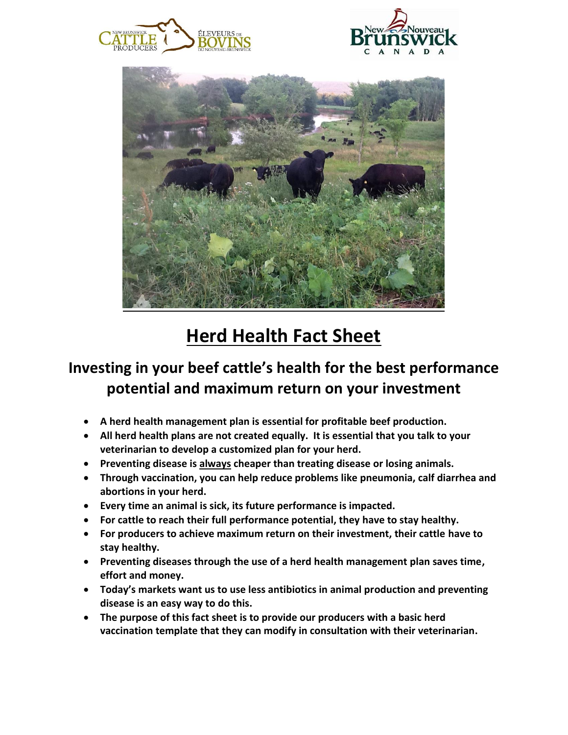# Herd Health Fact Sheet

## Investing in your beef cattle's health for the best performance potential and maximum return on your investment

- **A herd health management plan is essential for profitable beef production.**
- **All herd health plans are not created equally. It is essential that you talk to your veterinarian to develop a customized plan for your herd.**
- **Preventing disease is always cheaper than treating disease or losing animals.**
- **Through vaccination, you can help reduce problems like pneumonia, calf diarrhea and abortions in your herd.**
- **Every time an animal is sick, its future performance is impacted.**
- **For cattle to reach their full performance potential, they have to stay healthy.**
- **For producers to achieve maximum return on their investment, their cattle have to stay healthy.**
- **Preventing diseases through the use of a herd health management plan saves time, effort and money.**
- **Today's markets want us to use less antibiotics in animal production and preventing disease is an easy way to do this.**
- **The purpose of this fact sheet is to provide our producers with a basic herd vaccination template that they can modify in consultation with their veterinarian.**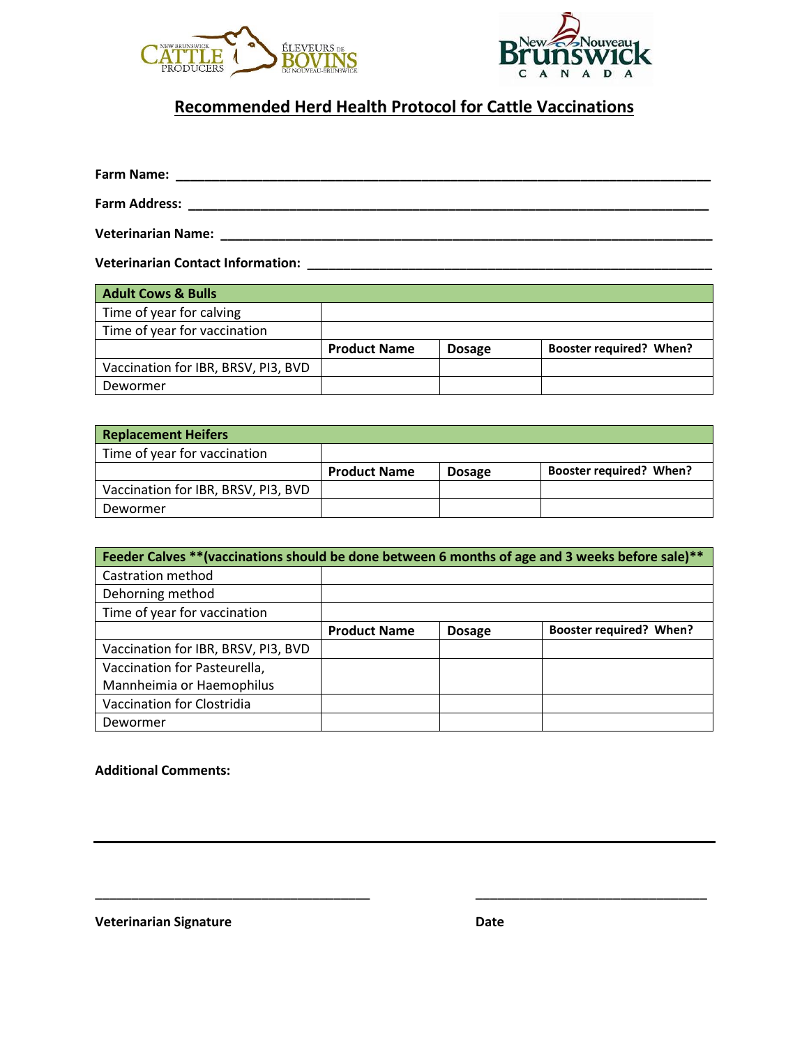# Recommended Herd Health Protocol for Cattle Vaccinations

**Farm Name:** ______________________________________________

**Farm Address:** ______________________________________________

**Veterinarian Name:** ______________________________________________

**Veterinarian Contact Information:** ______________________________________________

| **Adult Cows & Bulls** | | | |
|---|---|---|---|
| Time of year for calving | | | |
| Time of year for vaccination | | | |
| | **Product Name** | **Dosage** | **Booster required? When?** |
| Vaccination for IBR, BRSV, PI3, BVD | | | |
| Dewormer | | | |

| **Replacement Heifers** | | | |
|---|---|---|---|
| Time of year for vaccination | | | |
| | **Product Name** | **Dosage** | **Booster required? When?** |
| Vaccination for IBR, BRSV, PI3, BVD | | | |
| Dewormer | | | |

| **Feeder Calves **(vaccinations should be done between 6 months of age and 3 weeks before sale)**** | | | |
|---|---|---|---|
| Castration method | | | |
| Dehorning method | | | |
| Time of year for vaccination | | | |
| | **Product Name** | **Dosage** | **Booster required? When?** |
| Vaccination for IBR, BRSV, PI3, BVD | | | |
| Vaccination for Pasteurella, Mannheimia or Haemophilus | | | |
| Vaccination for Clostridia | | | |
| Dewormer | | | |

**Additional Comments:**

______________________________________________

______________________________ ______________________________

**Veterinarian Signature** **Date**